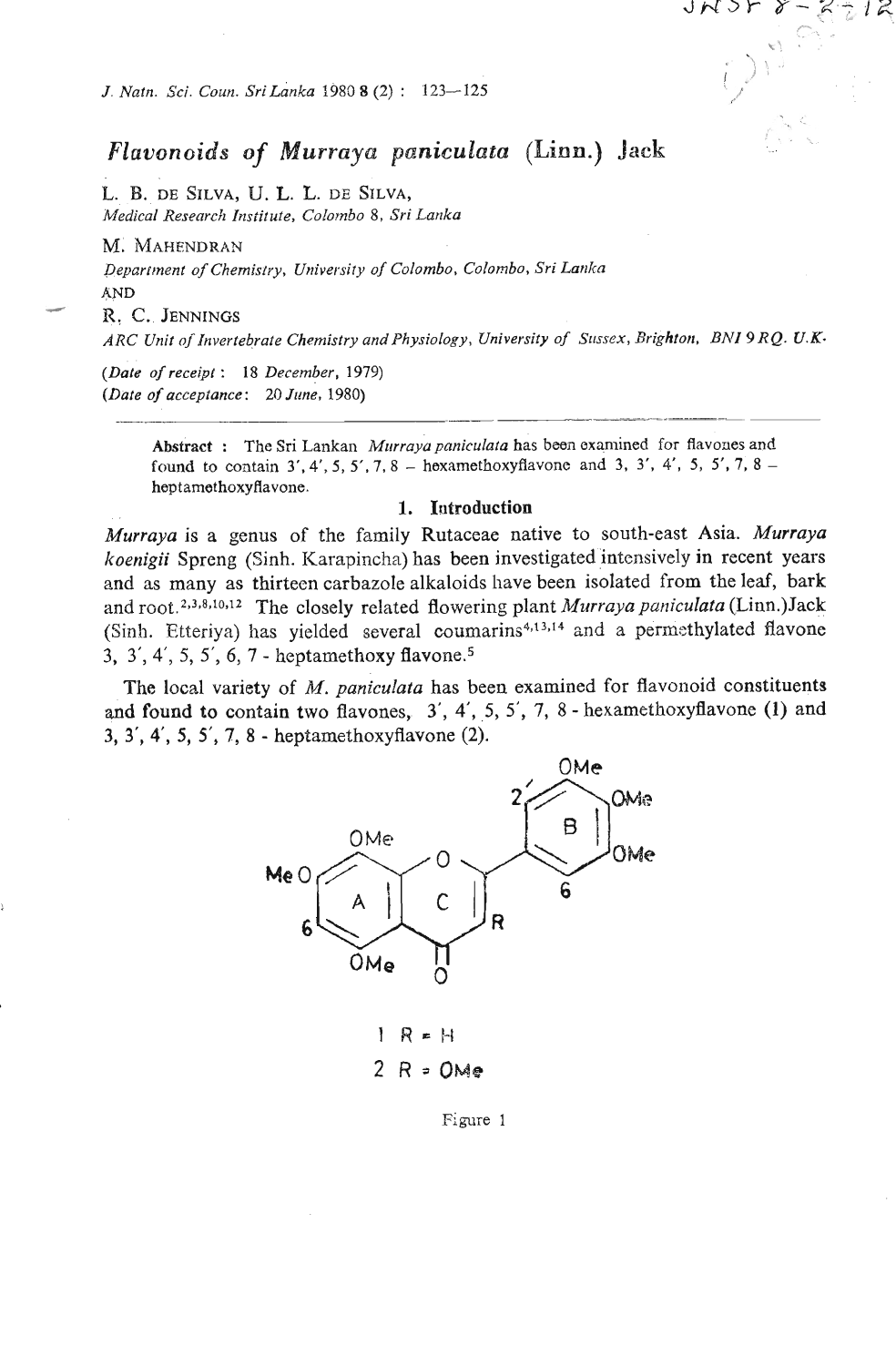# *Flavonoids of Murraya paniculata* (Linn.) Jack

L. B. DE SILVA, U. L. L. DE SILVA,
*Medical Research Institute, Colombo 8, Sri Lanka*

M. MAHENDRAN
*Department of Chemistry, University of Colombo, Colombo, Sri Lanka*

AND

R. C. JENNINGS
*ARC Unit of Invertebrate Chemistry and Physiology, University of Sussex, Brighton, BN1 9RQ. U.K.*

(*Date of receipt*: 18 *December*, 1979)
(*Date of acceptance*: 20 *June*, 1980)

---

**Abstract** : The Sri Lankan *Murraya paniculata* has been examined for flavones and found to contain 3′, 4′, 5, 5′, 7, 8 – hexamethoxyflavone and 3, 3′, 4′, 5, 5′, 7, 8 – heptamethoxyflavone.

## 1. Introduction

*Murraya* is a genus of the family Rutaceae native to south-east Asia. *Murraya koenigii* Spreng (Sinh. Karapincha) has been investigated intensively in recent years and as many as thirteen carbazole alkaloids have been isolated from the leaf, bark and root.[2,3,8,10,12] The closely related flowering plant *Murraya paniculata* (Linn.)Jack (Sinh. Etteriya) has yielded several coumarins[4,13,14] and a permethylated flavone 3, 3′, 4′, 5, 5′, 6, 7 - heptamethoxy flavone.[5]

The local variety of *M. paniculata* has been examined for flavonoid constituents and found to contain two flavones, 3′, 4′, 5, 5′, 7, 8 - hexamethoxyflavone (1) and 3, 3′, 4′, 5, 5′, 7, 8 - heptamethoxyflavone (2).

1 R = H
2 R = OMe

Figure 1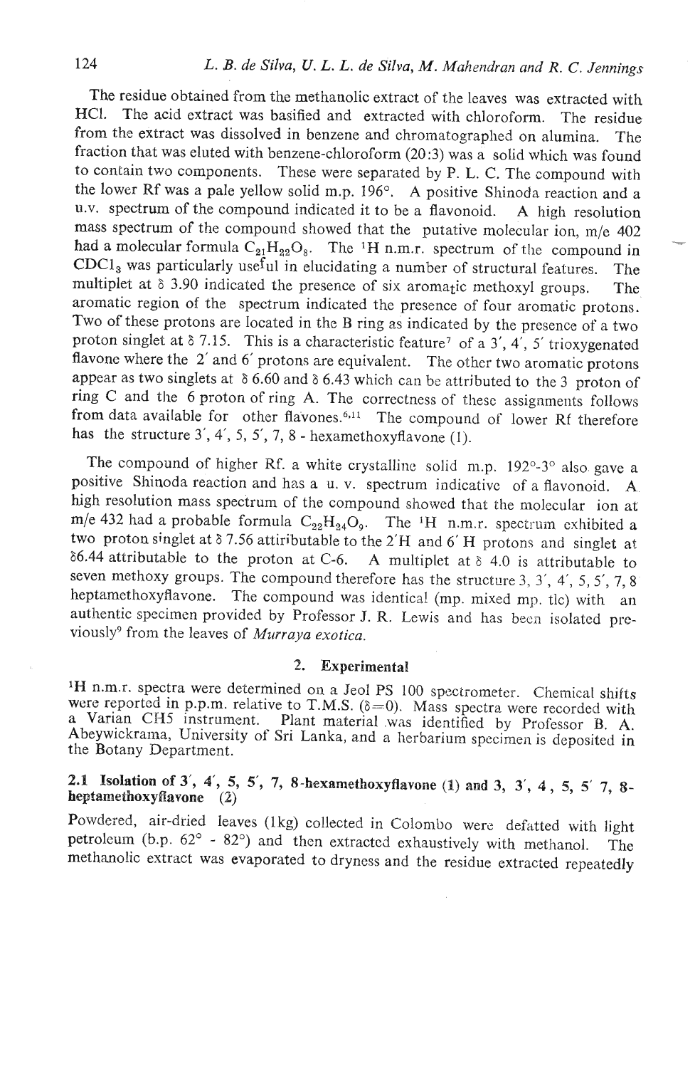The residue obtained from the methanolic extract of the leaves was extracted with HCl. The acid extract was basified and extracted with chloroform. The residue from the extract was dissolved in benzene and chromatographed on alumina. The fraction that was eluted with benzene-chloroform (20:3) was a solid which was found to contain two components. These were separated by P. L. C. The compound with the lower Rf was a pale yellow solid m.p. 196°. A positive Shinoda reaction and a u.v. spectrum of the compound indicated it to be a flavonoid. A high resolution mass spectrum of the compound showed that the putative molecular ion, m/e 402 had a molecular formula $C_{21}H_{22}O_8$. The $^1H$ n.m.r. spectrum of the compound in $CDCl_3$ was particularly useful in elucidating a number of structural features. The multiplet at δ 3.90 indicated the presence of six aromatic methoxyl groups. The aromatic region of the spectrum indicated the presence of four aromatic protons. Two of these protons are located in the B ring as indicated by the presence of a two proton singlet at δ 7.15. This is a characteristic feature[7] of a 3′, 4′, 5′ trioxygenated flavone where the 2′ and 6′ protons are equivalent. The other two aromatic protons appear as two singlets at δ 6.60 and δ 6.43 which can be attributed to the 3 proton of ring C and the 6 proton of ring A. The correctness of these assignments follows from data available for other flavones.[6,11] The compound of lower Rf therefore has the structure 3′, 4′, 5, 5′, 7, 8 - hexamethoxyflavone (1).

The compound of higher Rf. a white crystalline solid m.p. 192°-3° also gave a positive Shinoda reaction and has a u. v. spectrum indicative of a flavonoid. A high resolution mass spectrum of the compound showed that the molecular ion at m/e 432 had a probable formula $C_{22}H_{24}O_9$. The $^1H$ n.m.r. spectrum exhibited a two proton singlet at δ 7.56 attiributable to the 2′H and 6′ H protons and singlet at δ6.44 attributable to the proton at C-6. A multiplet at δ 4.0 is attributable to seven methoxy groups. The compound therefore has the structure 3, 3′, 4′, 5, 5′, 7, 8 heptamethoxyflavone. The compound was identical (mp. mixed mp. tlc) with an authentic specimen provided by Professor J. R. Lewis and has been isolated previously[9] from the leaves of *Murraya exotica*.

## 2. Experimental

$^1H$ n.m.r. spectra were determined on a Jeol PS 100 spectrometer. Chemical shifts were reported in p.p.m. relative to T.M.S. (δ=0). Mass spectra were recorded with a Varian CH5 instrument. Plant material was identified by Professor B. A. Abeywickrama, University of Sri Lanka, and a herbarium specimen is deposited in the Botany Department.

### 2.1 Isolation of 3′, 4′, 5, 5′, 7, 8-hexamethoxyflavone (1) and 3, 3′, 4, 5, 5′ 7, 8-heptamethoxyflavone (2)

Powdered, air-dried leaves (1kg) collected in Colombo were defatted with light petroleum (b.p. 62° - 82°) and then extracted exhaustively with methanol. The methanolic extract was evaporated to dryness and the residue extracted repeatedly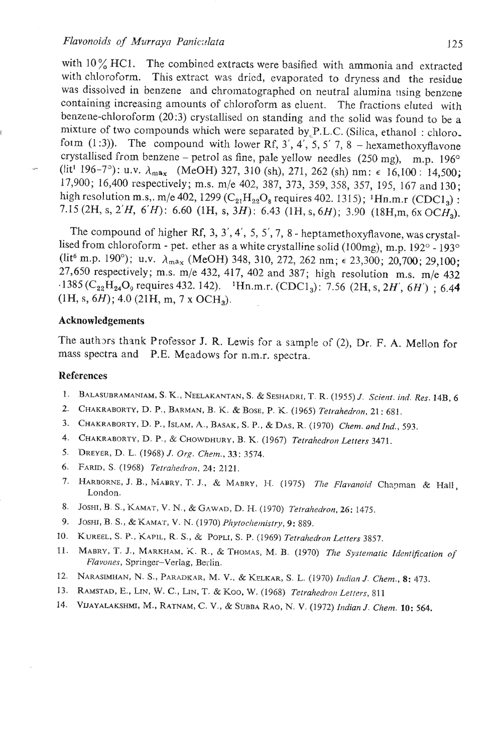with 10% HCl. The combined extracts were basified with ammonia and extracted with chloroform. This extract was dried, evaporated to dryness and the residue was dissolved in benzene and chromatographed on neutral alumina using benzene containing increasing amounts of chloroform as eluent. The fractions eluted with benzene-chloroform (20:3) crystallised on standing and the solid was found to be a mixture of two compounds which were separated by P.L.C. (Silica, ethanol : chloroform (1:3)). The compound with lower Rf, 3′, 4′, 5, 5′ 7, 8 – hexamethoxyflavone crystallised from benzene – petrol as fine, pale yellow needles (250 mg), m.p. 196° (lit[1] 196-7°): u.v. $\lambda_{max}$ (MeOH) 327, 310 (sh), 271, 262 (sh) nm: $\epsilon$ 16,100 : 14,500; 17,900; 16,400 respectively; m.s. m/e 402, 387, 373, 359, 358, 357, 195, 167 and 130; high resolution m.s,. m/e 402, 1299 ($C_{21}H_{22}O_8$ requires 402. 1315); $^1$Hn.m.r ($CDCl_3$) : 7.15 (2H, s, 2′*H*, 6′*H*): 6.60 (1H, s, 3*H*): 6.43 (1H, s, 6*H*); 3.90 (18H, m, 6x $OCH_3$).

The compound of higher Rf, 3, 3′, 4′, 5, 5′, 7, 8 - heptamethoxyflavone, was crystallised from chloroform - pet. ether as a white crystalline solid (100mg), m.p. 192° - 193° (lit[6] m.p. 190°); u.v. $\lambda_{max}$ (MeOH) 348, 310, 272, 262 nm; $\epsilon$ 23,300; 20,700; 29,100; 27,650 respectively; m.s. m/e 432, 417, 402 and 387; high resolution m.s. m/e 432 ·1385 ($C_{22}H_{24}O_9$ requires 432. 142). $^1$Hn.m.r. ($CDCl_3$): 7.56 (2H, s, 2*H*′, 6*H*′) ; 6.44 (1H, s, 6*H*); 4.0 (21H, m, 7 x $OCH_3$).

## Acknowledgements

The authors thank Professor J. R. Lewis for a sample of (2), Dr. F. A. Mellon for mass spectra and P.E. Meadows for n.m.r. spectra.

## References

1. Balasubramaniam, S. K., Neelakantan, S. & Seshadri, T. R. (1955) *J. Scient. ind. Res.* 14B, 6
2. Chakraborty, D. P., Barman, B. K. & Bose, P. K. (1965) *Tetrahedron*, 21: 681.
3. Chakraborty, D. P., Islam, A., Basak, S. P., & Das, R. (1970) *Chem. and Ind.*, 593.
4. Chakraborty, D. P., & Chowdhury, B. K. (1967) *Tetrahedron Letters* 3471.
5. Dreyer, D. L. (1968) *J. Org. Chem.*, 33: 3574.
6. Farid, S. (1968) *Tetrahedron*, 24: 2121.
7. Harborne, J. B., Mabry, T. J., & Mabry, H. (1975) *The Flavanoid* Chapman & Hall, London.
8. Joshi, B. S., Kamat, V. N., & Gawad, D. H. (1970) *Tetrahedron*, 26: 1475.
9. Joshi, B. S., & Kamat, V. N. (1970) *Phytochemistry*, 9: 889.
10. Kureel, S. P., Kapil, R. S., & Popli, S. P. (1969) *Tetrahedron Letters* 3857.
11. Mabry, T. J., Markham, K. R., & Thomas, M. B. (1970) *The Systematic Identification of Flavones*, Springer–Verlag, Berlin.
12. Narasimhan, N. S., Paradkar, M. V., & Kelkar, S. L. (1970) *Indian J. Chem.*, 8: 473.
13. Ramstad, E., Lin, W. C., Lin, T. & Koo, W. (1968) *Tetrahedron Letters*, 811
14. Vijayalakshmi, M., Ratnam, C. V., & Subba Rao, N. V. (1972) *Indian J. Chem.* 10: 564.